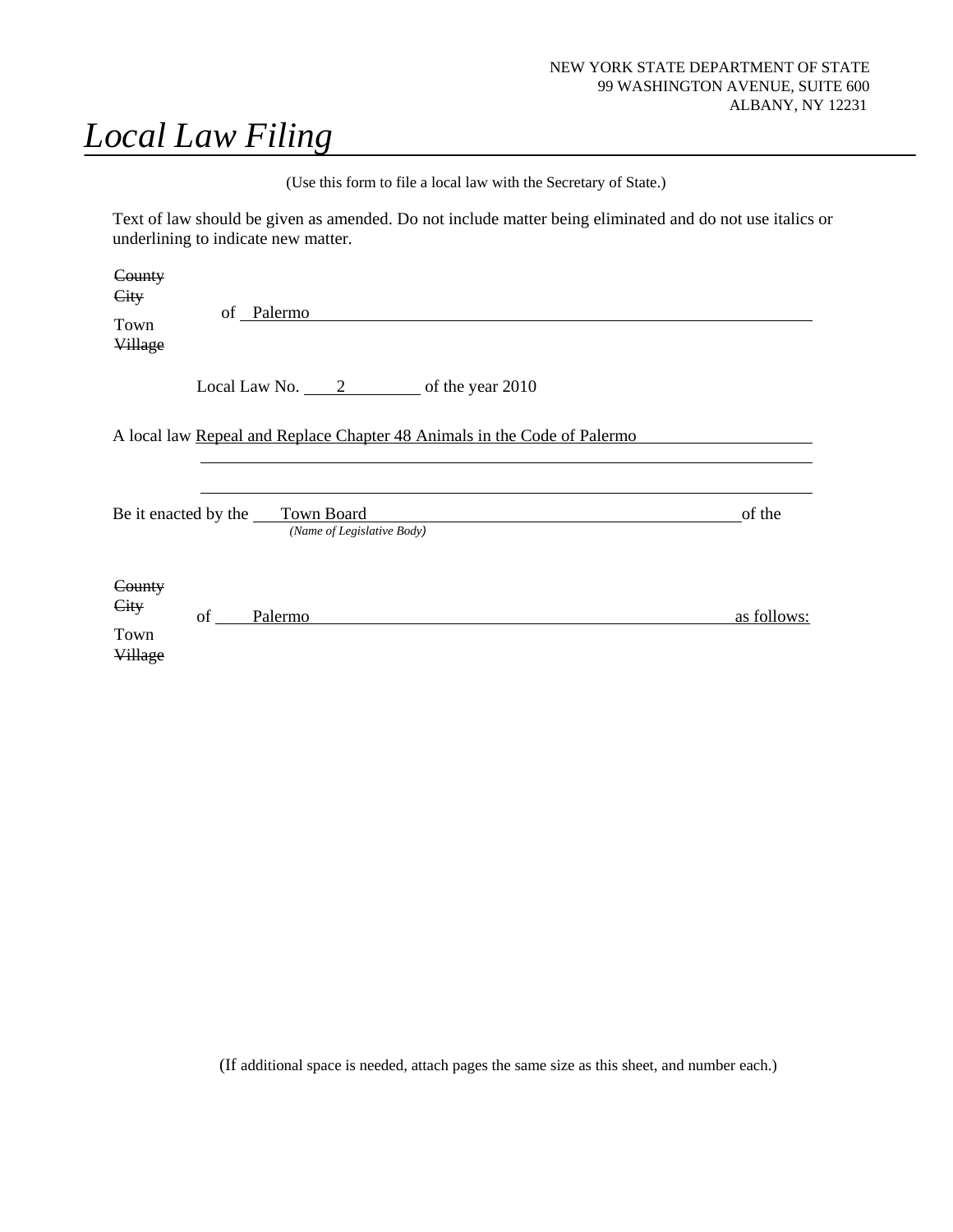NEW YORK STATE DEPARTMENT OF STATE
99 WASHINGTON AVENUE, SUITE 600
ALBANY, NY 12231

# *Local Law Filing*

(Use this form to file a local law with the Secretary of State.)

Text of law should be given as amended. Do not include matter being eliminated and do not use italics or underlining to indicate new matter.

~~County~~
~~City~~
Town
~~Village~~

of Palermo

Local Law No. 2 of the year 2010

A local law Repeal and Replace Chapter 48 Animals in the Code of Palermo

Be it enacted by the Town Board of the
*(Name of Legislative Body)*

~~County~~
~~City~~
Town
~~Village~~

of Palermo as follows:

(If additional space is needed, attach pages the same size as this sheet, and number each.)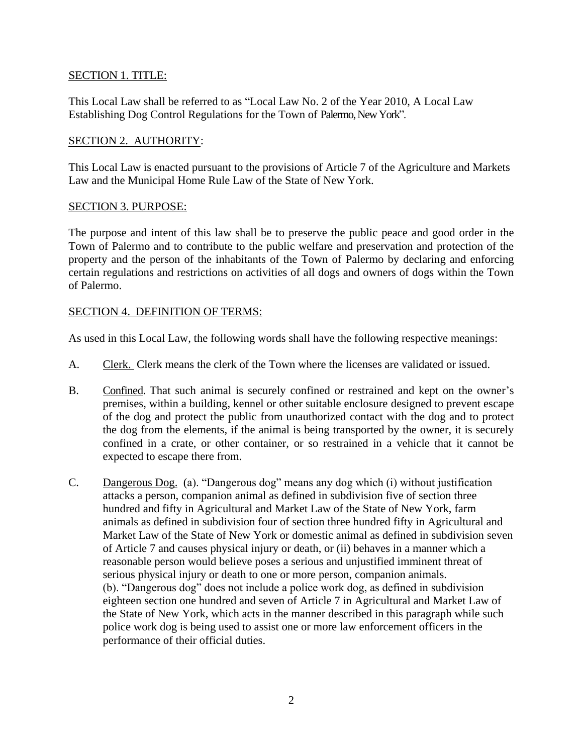SECTION 1. TITLE:

This Local Law shall be referred to as "Local Law No. 2 of the Year 2010, A Local Law Establishing Dog Control Regulations for the Town of Palermo, New York".

SECTION 2. AUTHORITY:

This Local Law is enacted pursuant to the provisions of Article 7 of the Agriculture and Markets Law and the Municipal Home Rule Law of the State of New York.

SECTION 3. PURPOSE:

The purpose and intent of this law shall be to preserve the public peace and good order in the Town of Palermo and to contribute to the public welfare and preservation and protection of the property and the person of the inhabitants of the Town of Palermo by declaring and enforcing certain regulations and restrictions on activities of all dogs and owners of dogs within the Town of Palermo.

SECTION 4. DEFINITION OF TERMS:

As used in this Local Law, the following words shall have the following respective meanings:

A. Clerk. Clerk means the clerk of the Town where the licenses are validated or issued.

B. Confined. That such animal is securely confined or restrained and kept on the owner's premises, within a building, kennel or other suitable enclosure designed to prevent escape of the dog and protect the public from unauthorized contact with the dog and to protect the dog from the elements, if the animal is being transported by the owner, it is securely confined in a crate, or other container, or so restrained in a vehicle that it cannot be expected to escape there from.

C. Dangerous Dog. (a). "Dangerous dog" means any dog which (i) without justification attacks a person, companion animal as defined in subdivision five of section three hundred and fifty in Agricultural and Market Law of the State of New York, farm animals as defined in subdivision four of section three hundred fifty in Agricultural and Market Law of the State of New York or domestic animal as defined in subdivision seven of Article 7 and causes physical injury or death, or (ii) behaves in a manner which a reasonable person would believe poses a serious and unjustified imminent threat of serious physical injury or death to one or more person, companion animals.
(b). "Dangerous dog" does not include a police work dog, as defined in subdivision eighteen section one hundred and seven of Article 7 in Agricultural and Market Law of the State of New York, which acts in the manner described in this paragraph while such police work dog is being used to assist one or more law enforcement officers in the performance of their official duties.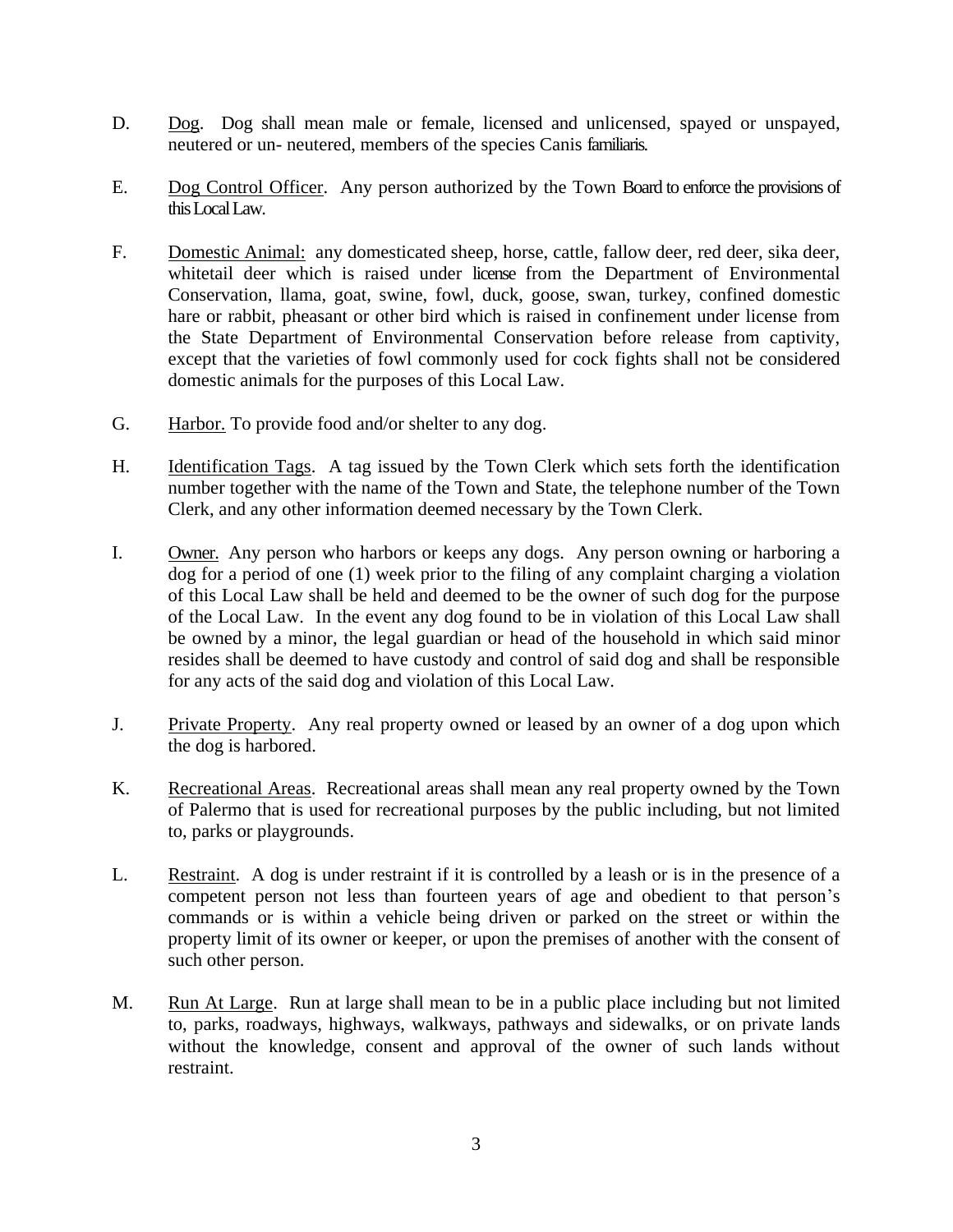D. Dog. Dog shall mean male or female, licensed and unlicensed, spayed or unspayed, neutered or un- neutered, members of the species Canis familiaris.

E. Dog Control Officer. Any person authorized by the Town Board to enforce the provisions of this Local Law.

F. Domestic Animal: any domesticated sheep, horse, cattle, fallow deer, red deer, sika deer, whitetail deer which is raised under license from the Department of Environmental Conservation, llama, goat, swine, fowl, duck, goose, swan, turkey, confined domestic hare or rabbit, pheasant or other bird which is raised in confinement under license from the State Department of Environmental Conservation before release from captivity, except that the varieties of fowl commonly used for cock fights shall not be considered domestic animals for the purposes of this Local Law.

G. Harbor. To provide food and/or shelter to any dog.

H. Identification Tags. A tag issued by the Town Clerk which sets forth the identification number together with the name of the Town and State, the telephone number of the Town Clerk, and any other information deemed necessary by the Town Clerk.

I. Owner. Any person who harbors or keeps any dogs. Any person owning or harboring a dog for a period of one (1) week prior to the filing of any complaint charging a violation of this Local Law shall be held and deemed to be the owner of such dog for the purpose of the Local Law. In the event any dog found to be in violation of this Local Law shall be owned by a minor, the legal guardian or head of the household in which said minor resides shall be deemed to have custody and control of said dog and shall be responsible for any acts of the said dog and violation of this Local Law.

J. Private Property. Any real property owned or leased by an owner of a dog upon which the dog is harbored.

K. Recreational Areas. Recreational areas shall mean any real property owned by the Town of Palermo that is used for recreational purposes by the public including, but not limited to, parks or playgrounds.

L. Restraint. A dog is under restraint if it is controlled by a leash or is in the presence of a competent person not less than fourteen years of age and obedient to that person's commands or is within a vehicle being driven or parked on the street or within the property limit of its owner or keeper, or upon the premises of another with the consent of such other person.

M. Run At Large. Run at large shall mean to be in a public place including but not limited to, parks, roadways, highways, walkways, pathways and sidewalks, or on private lands without the knowledge, consent and approval of the owner of such lands without restraint.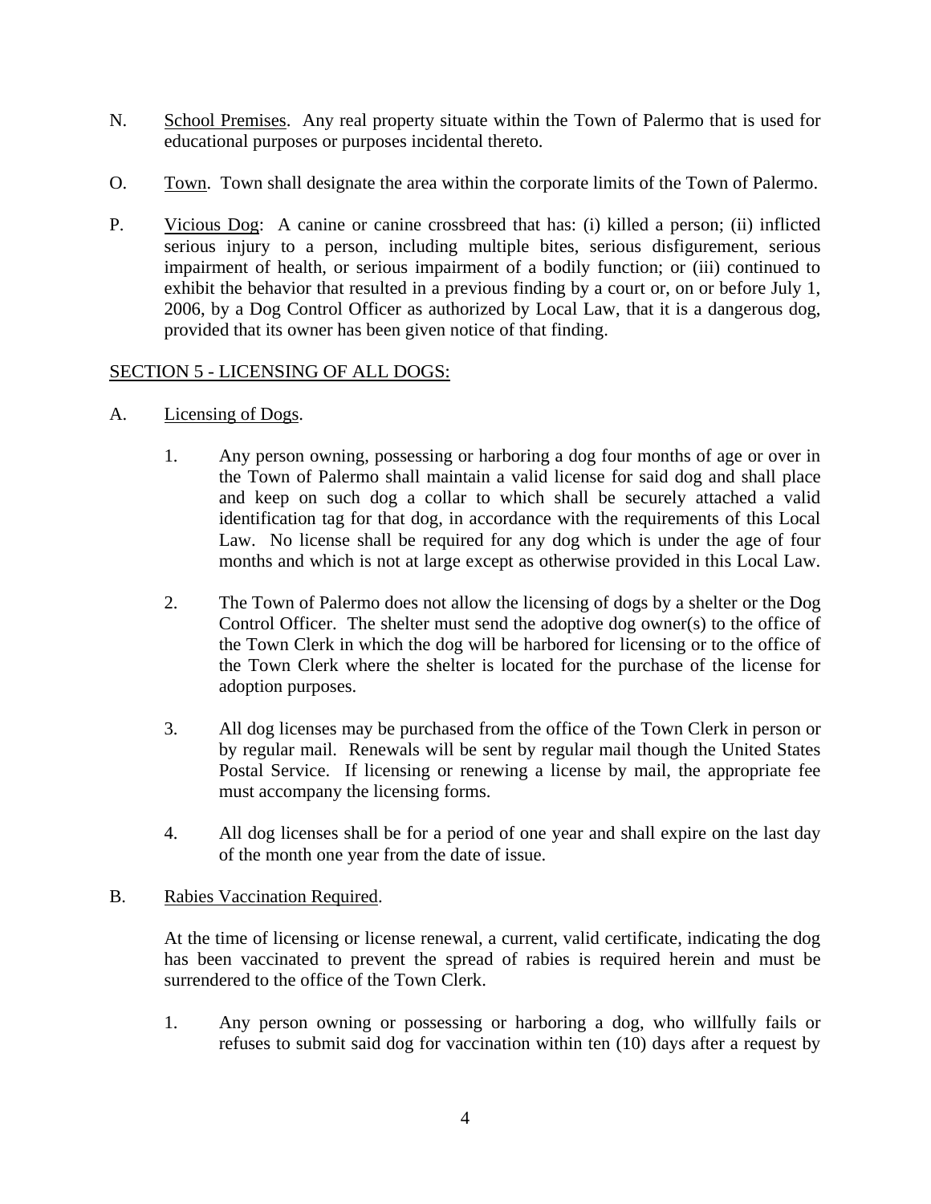N. <u>School Premises</u>. Any real property situate within the Town of Palermo that is used for educational purposes or purposes incidental thereto.

O. <u>Town</u>. Town shall designate the area within the corporate limits of the Town of Palermo.

P. <u>Vicious Dog</u>: A canine or canine crossbreed that has: (i) killed a person; (ii) inflicted serious injury to a person, including multiple bites, serious disfigurement, serious impairment of health, or serious impairment of a bodily function; or (iii) continued to exhibit the behavior that resulted in a previous finding by a court or, on or before July 1, 2006, by a Dog Control Officer as authorized by Local Law, that it is a dangerous dog, provided that its owner has been given notice of that finding.

## <u>SECTION 5 - LICENSING OF ALL DOGS:</u>

A. <u>Licensing of Dogs</u>.

1. Any person owning, possessing or harboring a dog four months of age or over in the Town of Palermo shall maintain a valid license for said dog and shall place and keep on such dog a collar to which shall be securely attached a valid identification tag for that dog, in accordance with the requirements of this Local Law. No license shall be required for any dog which is under the age of four months and which is not at large except as otherwise provided in this Local Law.

2. The Town of Palermo does not allow the licensing of dogs by a shelter or the Dog Control Officer. The shelter must send the adoptive dog owner(s) to the office of the Town Clerk in which the dog will be harbored for licensing or to the office of the Town Clerk where the shelter is located for the purchase of the license for adoption purposes.

3. All dog licenses may be purchased from the office of the Town Clerk in person or by regular mail. Renewals will be sent by regular mail though the United States Postal Service. If licensing or renewing a license by mail, the appropriate fee must accompany the licensing forms.

4. All dog licenses shall be for a period of one year and shall expire on the last day of the month one year from the date of issue.

B. <u>Rabies Vaccination Required</u>.

At the time of licensing or license renewal, a current, valid certificate, indicating the dog has been vaccinated to prevent the spread of rabies is required herein and must be surrendered to the office of the Town Clerk.

1. Any person owning or possessing or harboring a dog, who willfully fails or refuses to submit said dog for vaccination within ten (10) days after a request by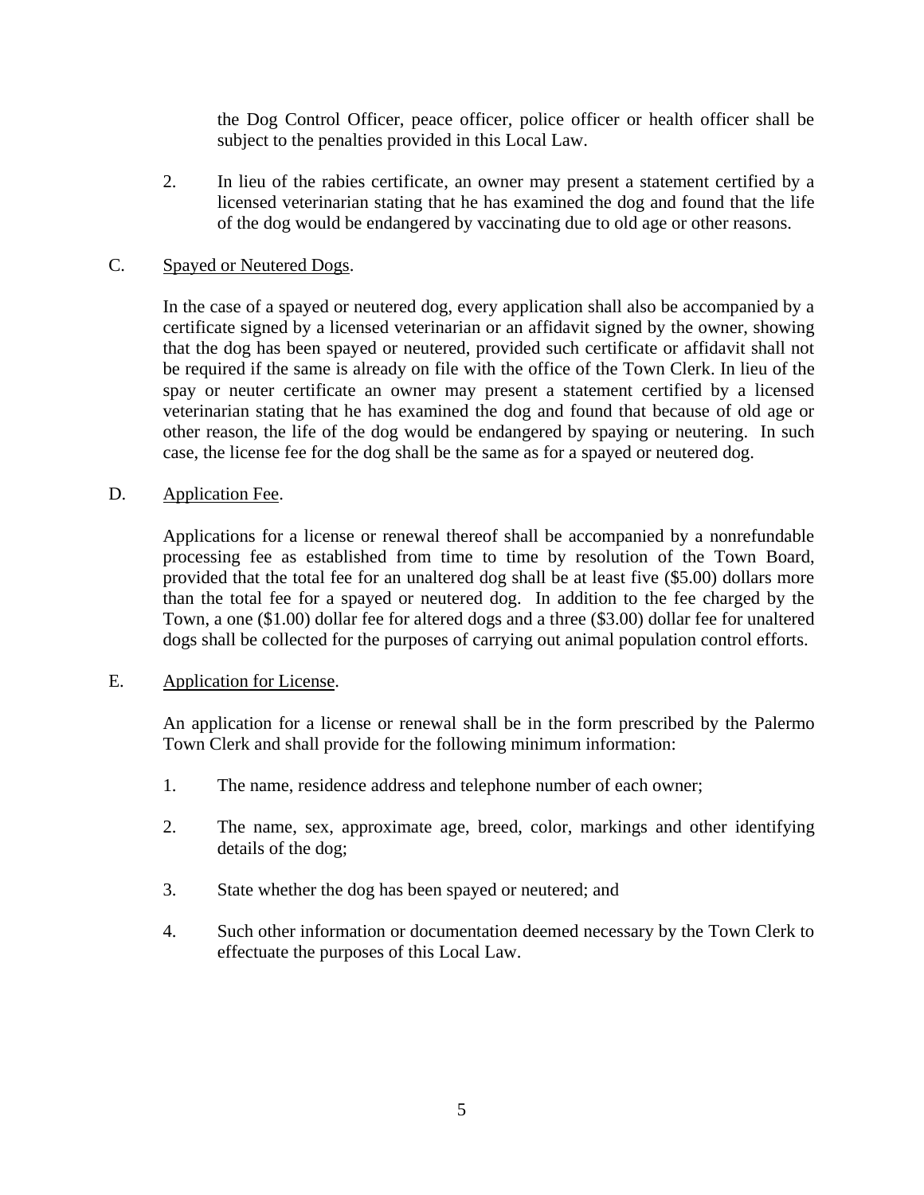the Dog Control Officer, peace officer, police officer or health officer shall be subject to the penalties provided in this Local Law.

2. In lieu of the rabies certificate, an owner may present a statement certified by a licensed veterinarian stating that he has examined the dog and found that the life of the dog would be endangered by vaccinating due to old age or other reasons.

C. Spayed or Neutered Dogs.

In the case of a spayed or neutered dog, every application shall also be accompanied by a certificate signed by a licensed veterinarian or an affidavit signed by the owner, showing that the dog has been spayed or neutered, provided such certificate or affidavit shall not be required if the same is already on file with the office of the Town Clerk. In lieu of the spay or neuter certificate an owner may present a statement certified by a licensed veterinarian stating that he has examined the dog and found that because of old age or other reason, the life of the dog would be endangered by spaying or neutering. In such case, the license fee for the dog shall be the same as for a spayed or neutered dog.

D. Application Fee.

Applications for a license or renewal thereof shall be accompanied by a nonrefundable processing fee as established from time to time by resolution of the Town Board, provided that the total fee for an unaltered dog shall be at least five ($5.00) dollars more than the total fee for a spayed or neutered dog. In addition to the fee charged by the Town, a one ($1.00) dollar fee for altered dogs and a three ($3.00) dollar fee for unaltered dogs shall be collected for the purposes of carrying out animal population control efforts.

E. Application for License.

An application for a license or renewal shall be in the form prescribed by the Palermo Town Clerk and shall provide for the following minimum information:

1. The name, residence address and telephone number of each owner;

2. The name, sex, approximate age, breed, color, markings and other identifying details of the dog;

3. State whether the dog has been spayed or neutered; and

4. Such other information or documentation deemed necessary by the Town Clerk to effectuate the purposes of this Local Law.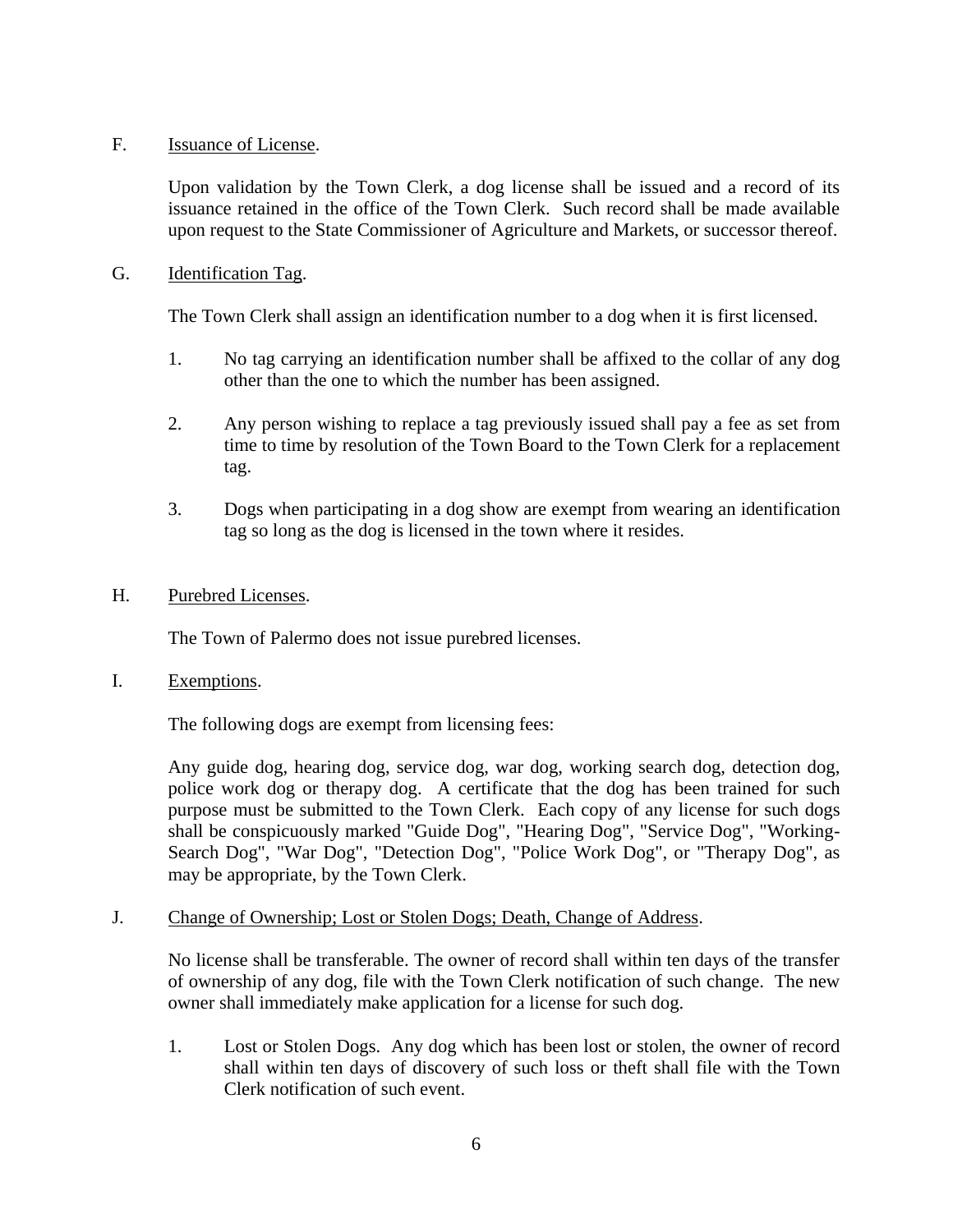F. Issuance of License.

Upon validation by the Town Clerk, a dog license shall be issued and a record of its issuance retained in the office of the Town Clerk. Such record shall be made available upon request to the State Commissioner of Agriculture and Markets, or successor thereof.

G. Identification Tag.

The Town Clerk shall assign an identification number to a dog when it is first licensed.

1. No tag carrying an identification number shall be affixed to the collar of any dog other than the one to which the number has been assigned.

2. Any person wishing to replace a tag previously issued shall pay a fee as set from time to time by resolution of the Town Board to the Town Clerk for a replacement tag.

3. Dogs when participating in a dog show are exempt from wearing an identification tag so long as the dog is licensed in the town where it resides.

H. Purebred Licenses.

The Town of Palermo does not issue purebred licenses.

I. Exemptions.

The following dogs are exempt from licensing fees:

Any guide dog, hearing dog, service dog, war dog, working search dog, detection dog, police work dog or therapy dog. A certificate that the dog has been trained for such purpose must be submitted to the Town Clerk. Each copy of any license for such dogs shall be conspicuously marked "Guide Dog", "Hearing Dog", "Service Dog", "Working-Search Dog", "War Dog", "Detection Dog", "Police Work Dog", or "Therapy Dog", as may be appropriate, by the Town Clerk.

J. Change of Ownership; Lost or Stolen Dogs; Death, Change of Address.

No license shall be transferable. The owner of record shall within ten days of the transfer of ownership of any dog, file with the Town Clerk notification of such change. The new owner shall immediately make application for a license for such dog.

1. Lost or Stolen Dogs. Any dog which has been lost or stolen, the owner of record shall within ten days of discovery of such loss or theft shall file with the Town Clerk notification of such event.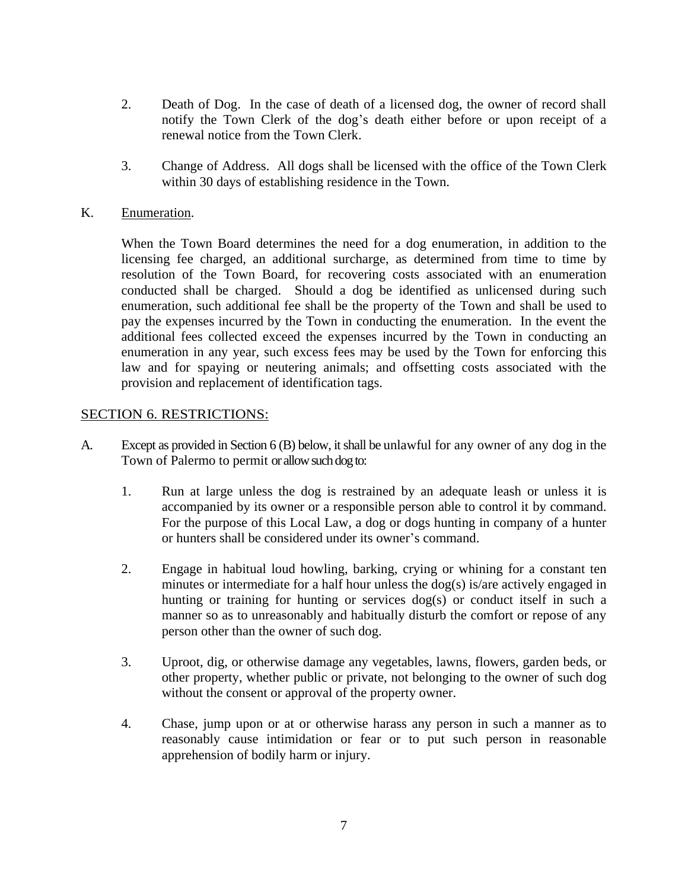2. Death of Dog. In the case of death of a licensed dog, the owner of record shall notify the Town Clerk of the dog's death either before or upon receipt of a renewal notice from the Town Clerk.

3. Change of Address. All dogs shall be licensed with the office of the Town Clerk within 30 days of establishing residence in the Town.

K. Enumeration.

When the Town Board determines the need for a dog enumeration, in addition to the licensing fee charged, an additional surcharge, as determined from time to time by resolution of the Town Board, for recovering costs associated with an enumeration conducted shall be charged. Should a dog be identified as unlicensed during such enumeration, such additional fee shall be the property of the Town and shall be used to pay the expenses incurred by the Town in conducting the enumeration. In the event the additional fees collected exceed the expenses incurred by the Town in conducting an enumeration in any year, such excess fees may be used by the Town for enforcing this law and for spaying or neutering animals; and offsetting costs associated with the provision and replacement of identification tags.

## SECTION 6. RESTRICTIONS:

A. Except as provided in Section 6 (B) below, it shall be unlawful for any owner of any dog in the Town of Palermo to permit or allow such dog to:

1. Run at large unless the dog is restrained by an adequate leash or unless it is accompanied by its owner or a responsible person able to control it by command. For the purpose of this Local Law, a dog or dogs hunting in company of a hunter or hunters shall be considered under its owner's command.

2. Engage in habitual loud howling, barking, crying or whining for a constant ten minutes or intermediate for a half hour unless the dog(s) is/are actively engaged in hunting or training for hunting or services dog(s) or conduct itself in such a manner so as to unreasonably and habitually disturb the comfort or repose of any person other than the owner of such dog.

3. Uproot, dig, or otherwise damage any vegetables, lawns, flowers, garden beds, or other property, whether public or private, not belonging to the owner of such dog without the consent or approval of the property owner.

4. Chase, jump upon or at or otherwise harass any person in such a manner as to reasonably cause intimidation or fear or to put such person in reasonable apprehension of bodily harm or injury.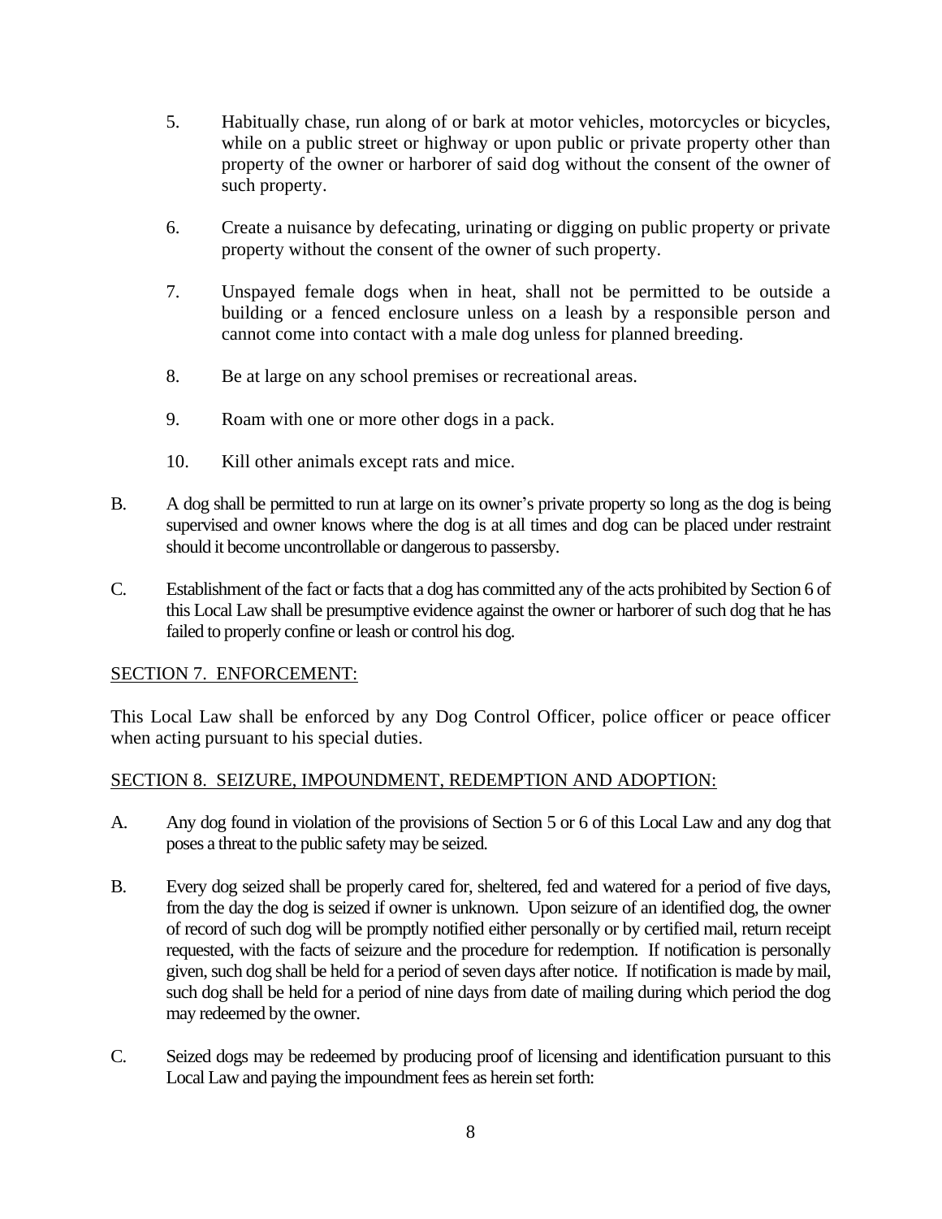5. Habitually chase, run along of or bark at motor vehicles, motorcycles or bicycles, while on a public street or highway or upon public or private property other than property of the owner or harborer of said dog without the consent of the owner of such property.

6. Create a nuisance by defecating, urinating or digging on public property or private property without the consent of the owner of such property.

7. Unspayed female dogs when in heat, shall not be permitted to be outside a building or a fenced enclosure unless on a leash by a responsible person and cannot come into contact with a male dog unless for planned breeding.

8. Be at large on any school premises or recreational areas.

9. Roam with one or more other dogs in a pack.

10. Kill other animals except rats and mice.

B. A dog shall be permitted to run at large on its owner's private property so long as the dog is being supervised and owner knows where the dog is at all times and dog can be placed under restraint should it become uncontrollable or dangerous to passersby.

C. Establishment of the fact or facts that a dog has committed any of the acts prohibited by Section 6 of this Local Law shall be presumptive evidence against the owner or harborer of such dog that he has failed to properly confine or leash or control his dog.

<u>SECTION 7. ENFORCEMENT:</u>

This Local Law shall be enforced by any Dog Control Officer, police officer or peace officer when acting pursuant to his special duties.

<u>SECTION 8. SEIZURE, IMPOUNDMENT, REDEMPTION AND ADOPTION:</u>

A. Any dog found in violation of the provisions of Section 5 or 6 of this Local Law and any dog that poses a threat to the public safety may be seized.

B. Every dog seized shall be properly cared for, sheltered, fed and watered for a period of five days, from the day the dog is seized if owner is unknown. Upon seizure of an identified dog, the owner of record of such dog will be promptly notified either personally or by certified mail, return receipt requested, with the facts of seizure and the procedure for redemption. If notification is personally given, such dog shall be held for a period of seven days after notice. If notification is made by mail, such dog shall be held for a period of nine days from date of mailing during which period the dog may redeemed by the owner.

C. Seized dogs may be redeemed by producing proof of licensing and identification pursuant to this Local Law and paying the impoundment fees as herein set forth: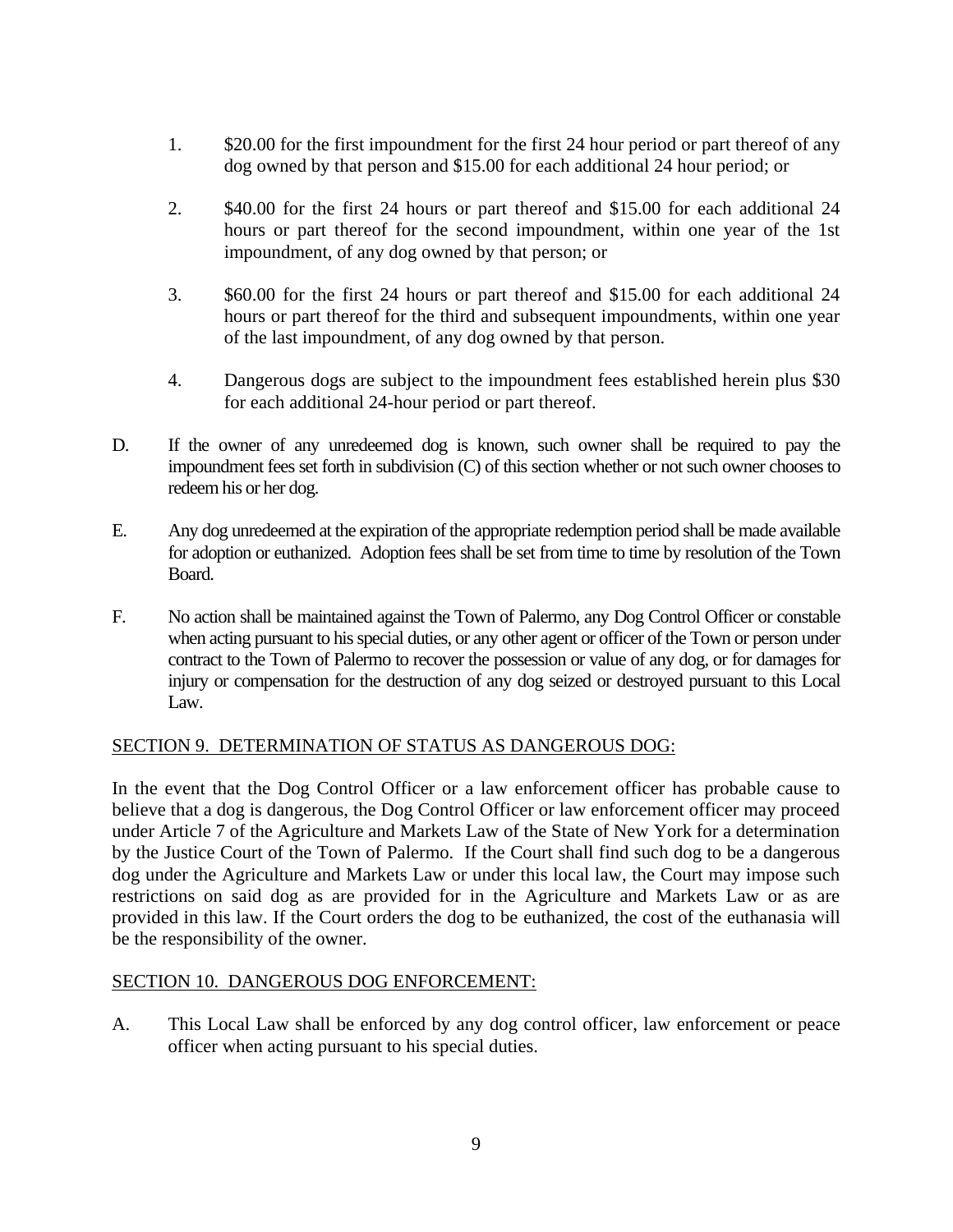1. $20.00 for the first impoundment for the first 24 hour period or part thereof of any dog owned by that person and $15.00 for each additional 24 hour period; or

2. $40.00 for the first 24 hours or part thereof and $15.00 for each additional 24 hours or part thereof for the second impoundment, within one year of the 1st impoundment, of any dog owned by that person; or

3. $60.00 for the first 24 hours or part thereof and $15.00 for each additional 24 hours or part thereof for the third and subsequent impoundments, within one year of the last impoundment, of any dog owned by that person.

4. Dangerous dogs are subject to the impoundment fees established herein plus $30 for each additional 24-hour period or part thereof.

D. If the owner of any unredeemed dog is known, such owner shall be required to pay the impoundment fees set forth in subdivision (C) of this section whether or not such owner chooses to redeem his or her dog.

E. Any dog unredeemed at the expiration of the appropriate redemption period shall be made available for adoption or euthanized. Adoption fees shall be set from time to time by resolution of the Town Board.

F. No action shall be maintained against the Town of Palermo, any Dog Control Officer or constable when acting pursuant to his special duties, or any other agent or officer of the Town or person under contract to the Town of Palermo to recover the possession or value of any dog, or for damages for injury or compensation for the destruction of any dog seized or destroyed pursuant to this Local Law.

SECTION 9. DETERMINATION OF STATUS AS DANGEROUS DOG:

In the event that the Dog Control Officer or a law enforcement officer has probable cause to believe that a dog is dangerous, the Dog Control Officer or law enforcement officer may proceed under Article 7 of the Agriculture and Markets Law of the State of New York for a determination by the Justice Court of the Town of Palermo. If the Court shall find such dog to be a dangerous dog under the Agriculture and Markets Law or under this local law, the Court may impose such restrictions on said dog as are provided for in the Agriculture and Markets Law or as are provided in this law. If the Court orders the dog to be euthanized, the cost of the euthanasia will be the responsibility of the owner.

SECTION 10. DANGEROUS DOG ENFORCEMENT:

A. This Local Law shall be enforced by any dog control officer, law enforcement or peace officer when acting pursuant to his special duties.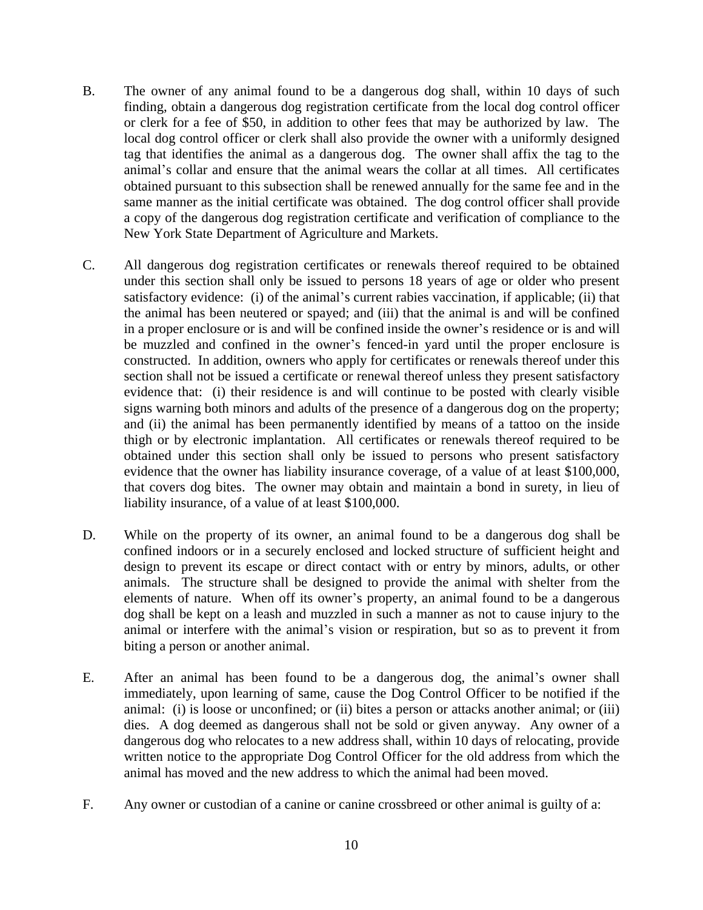B. The owner of any animal found to be a dangerous dog shall, within 10 days of such finding, obtain a dangerous dog registration certificate from the local dog control officer or clerk for a fee of $50, in addition to other fees that may be authorized by law. The local dog control officer or clerk shall also provide the owner with a uniformly designed tag that identifies the animal as a dangerous dog. The owner shall affix the tag to the animal's collar and ensure that the animal wears the collar at all times. All certificates obtained pursuant to this subsection shall be renewed annually for the same fee and in the same manner as the initial certificate was obtained. The dog control officer shall provide a copy of the dangerous dog registration certificate and verification of compliance to the New York State Department of Agriculture and Markets.

C. All dangerous dog registration certificates or renewals thereof required to be obtained under this section shall only be issued to persons 18 years of age or older who present satisfactory evidence: (i) of the animal's current rabies vaccination, if applicable; (ii) that the animal has been neutered or spayed; and (iii) that the animal is and will be confined in a proper enclosure or is and will be confined inside the owner's residence or is and will be muzzled and confined in the owner's fenced-in yard until the proper enclosure is constructed. In addition, owners who apply for certificates or renewals thereof under this section shall not be issued a certificate or renewal thereof unless they present satisfactory evidence that: (i) their residence is and will continue to be posted with clearly visible signs warning both minors and adults of the presence of a dangerous dog on the property; and (ii) the animal has been permanently identified by means of a tattoo on the inside thigh or by electronic implantation. All certificates or renewals thereof required to be obtained under this section shall only be issued to persons who present satisfactory evidence that the owner has liability insurance coverage, of a value of at least $100,000, that covers dog bites. The owner may obtain and maintain a bond in surety, in lieu of liability insurance, of a value of at least $100,000.

D. While on the property of its owner, an animal found to be a dangerous dog shall be confined indoors or in a securely enclosed and locked structure of sufficient height and design to prevent its escape or direct contact with or entry by minors, adults, or other animals. The structure shall be designed to provide the animal with shelter from the elements of nature. When off its owner's property, an animal found to be a dangerous dog shall be kept on a leash and muzzled in such a manner as not to cause injury to the animal or interfere with the animal's vision or respiration, but so as to prevent it from biting a person or another animal.

E. After an animal has been found to be a dangerous dog, the animal's owner shall immediately, upon learning of same, cause the Dog Control Officer to be notified if the animal: (i) is loose or unconfined; or (ii) bites a person or attacks another animal; or (iii) dies. A dog deemed as dangerous shall not be sold or given anyway. Any owner of a dangerous dog who relocates to a new address shall, within 10 days of relocating, provide written notice to the appropriate Dog Control Officer for the old address from which the animal has moved and the new address to which the animal had been moved.

F. Any owner or custodian of a canine or canine crossbreed or other animal is guilty of a: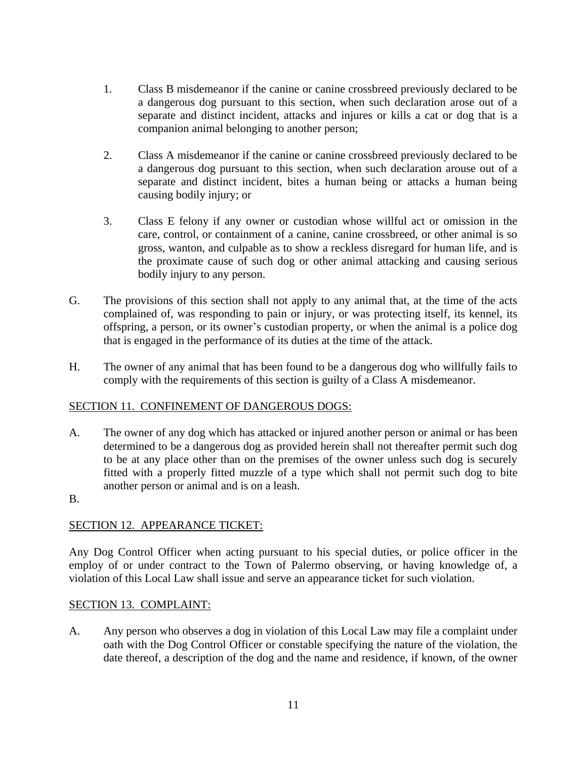1. Class B misdemeanor if the canine or canine crossbreed previously declared to be a dangerous dog pursuant to this section, when such declaration arose out of a separate and distinct incident, attacks and injures or kills a cat or dog that is a companion animal belonging to another person;

2. Class A misdemeanor if the canine or canine crossbreed previously declared to be a dangerous dog pursuant to this section, when such declaration arouse out of a separate and distinct incident, bites a human being or attacks a human being causing bodily injury; or

3. Class E felony if any owner or custodian whose willful act or omission in the care, control, or containment of a canine, canine crossbreed, or other animal is so gross, wanton, and culpable as to show a reckless disregard for human life, and is the proximate cause of such dog or other animal attacking and causing serious bodily injury to any person.

G. The provisions of this section shall not apply to any animal that, at the time of the acts complained of, was responding to pain or injury, or was protecting itself, its kennel, its offspring, a person, or its owner's custodian property, or when the animal is a police dog that is engaged in the performance of its duties at the time of the attack.

H. The owner of any animal that has been found to be a dangerous dog who willfully fails to comply with the requirements of this section is guilty of a Class A misdemeanor.

<u>SECTION 11. CONFINEMENT OF DANGEROUS DOGS:</u>

A. The owner of any dog which has attacked or injured another person or animal or has been determined to be a dangerous dog as provided herein shall not thereafter permit such dog to be at any place other than on the premises of the owner unless such dog is securely fitted with a properly fitted muzzle of a type which shall not permit such dog to bite another person or animal and is on a leash.

B.

<u>SECTION 12. APPEARANCE TICKET:</u>

Any Dog Control Officer when acting pursuant to his special duties, or police officer in the employ of or under contract to the Town of Palermo observing, or having knowledge of, a violation of this Local Law shall issue and serve an appearance ticket for such violation.

<u>SECTION 13. COMPLAINT:</u>

A. Any person who observes a dog in violation of this Local Law may file a complaint under oath with the Dog Control Officer or constable specifying the nature of the violation, the date thereof, a description of the dog and the name and residence, if known, of the owner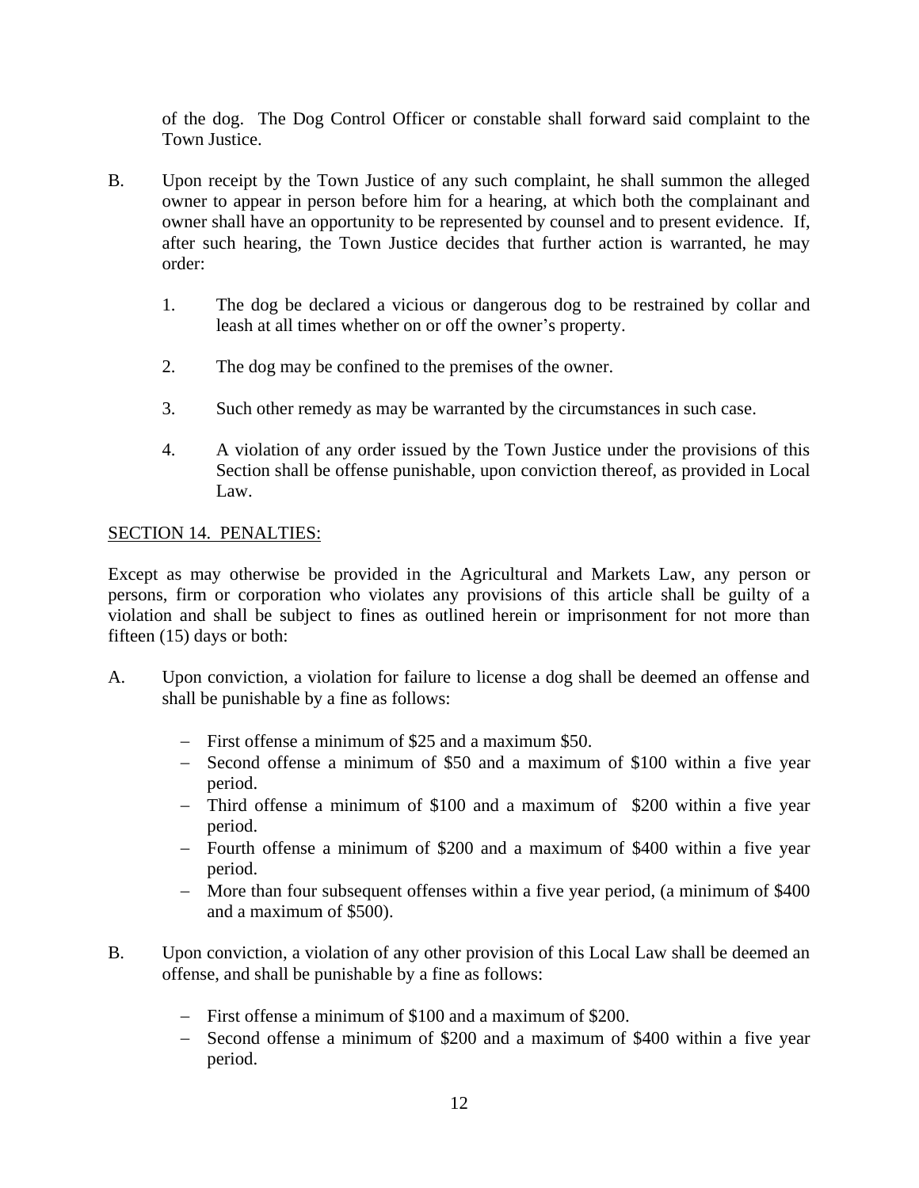of the dog. The Dog Control Officer or constable shall forward said complaint to the Town Justice.

B. Upon receipt by the Town Justice of any such complaint, he shall summon the alleged owner to appear in person before him for a hearing, at which both the complainant and owner shall have an opportunity to be represented by counsel and to present evidence. If, after such hearing, the Town Justice decides that further action is warranted, he may order:

   1. The dog be declared a vicious or dangerous dog to be restrained by collar and leash at all times whether on or off the owner's property.

   2. The dog may be confined to the premises of the owner.

   3. Such other remedy as may be warranted by the circumstances in such case.

   4. A violation of any order issued by the Town Justice under the provisions of this Section shall be offense punishable, upon conviction thereof, as provided in Local Law.

<u>SECTION 14. PENALTIES:</u>

Except as may otherwise be provided in the Agricultural and Markets Law, any person or persons, firm or corporation who violates any provisions of this article shall be guilty of a violation and shall be subject to fines as outlined herein or imprisonment for not more than fifteen (15) days or both:

A. Upon conviction, a violation for failure to license a dog shall be deemed an offense and shall be punishable by a fine as follows:

   - First offense a minimum of $25 and a maximum $50.
   - Second offense a minimum of $50 and a maximum of $100 within a five year period.
   - Third offense a minimum of $100 and a maximum of $200 within a five year period.
   - Fourth offense a minimum of $200 and a maximum of $400 within a five year period.
   - More than four subsequent offenses within a five year period, (a minimum of $400 and a maximum of $500).

B. Upon conviction, a violation of any other provision of this Local Law shall be deemed an offense, and shall be punishable by a fine as follows:

   - First offense a minimum of $100 and a maximum of $200.
   - Second offense a minimum of $200 and a maximum of $400 within a five year period.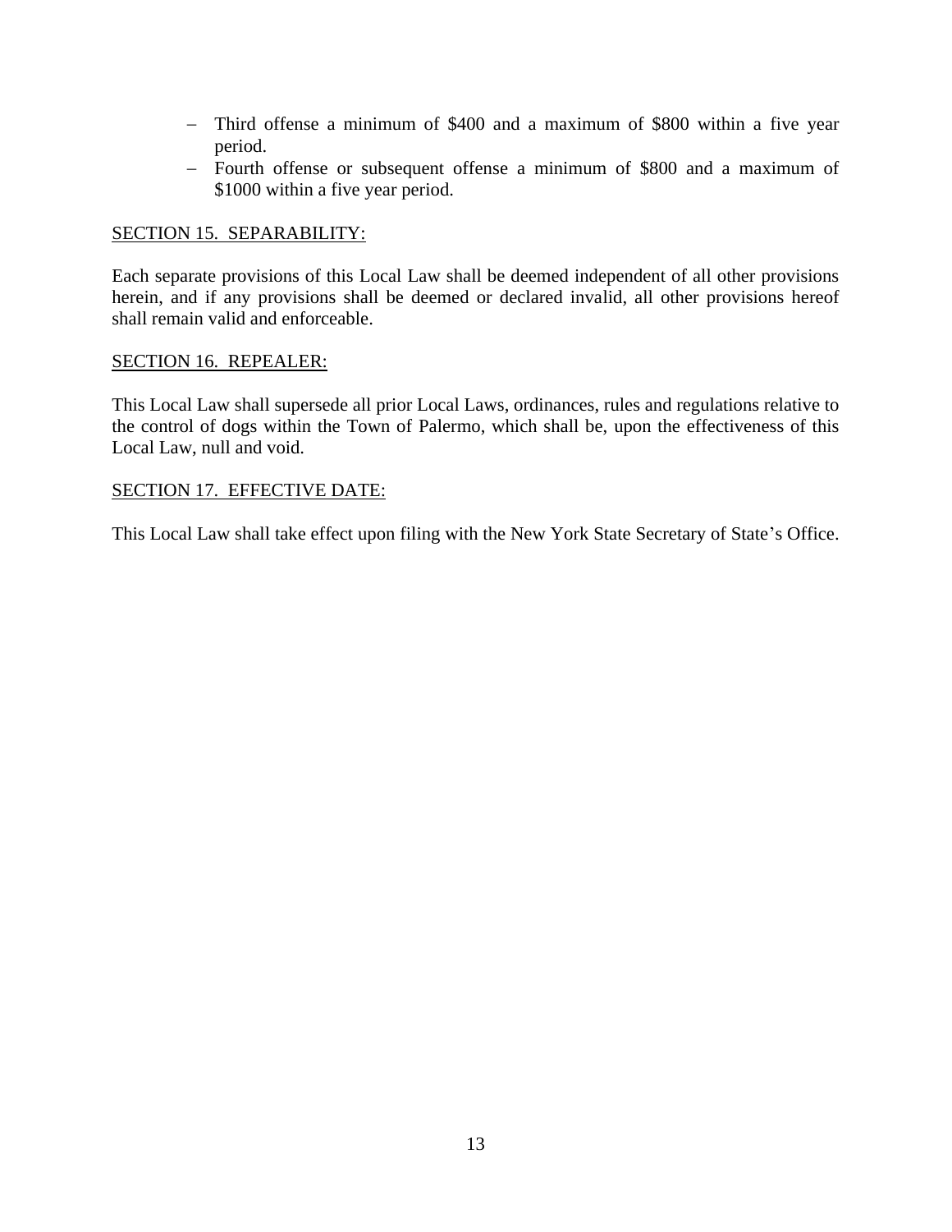- Third offense a minimum of $400 and a maximum of $800 within a five year period.
- Fourth offense or subsequent offense a minimum of $800 and a maximum of $1000 within a five year period.

<u>SECTION 15. SEPARABILITY:</u>

Each separate provisions of this Local Law shall be deemed independent of all other provisions herein, and if any provisions shall be deemed or declared invalid, all other provisions hereof shall remain valid and enforceable.

<u>SECTION 16. REPEALER:</u>

This Local Law shall supersede all prior Local Laws, ordinances, rules and regulations relative to the control of dogs within the Town of Palermo, which shall be, upon the effectiveness of this Local Law, null and void.

<u>SECTION 17. EFFECTIVE DATE:</u>

This Local Law shall take effect upon filing with the New York State Secretary of State's Office.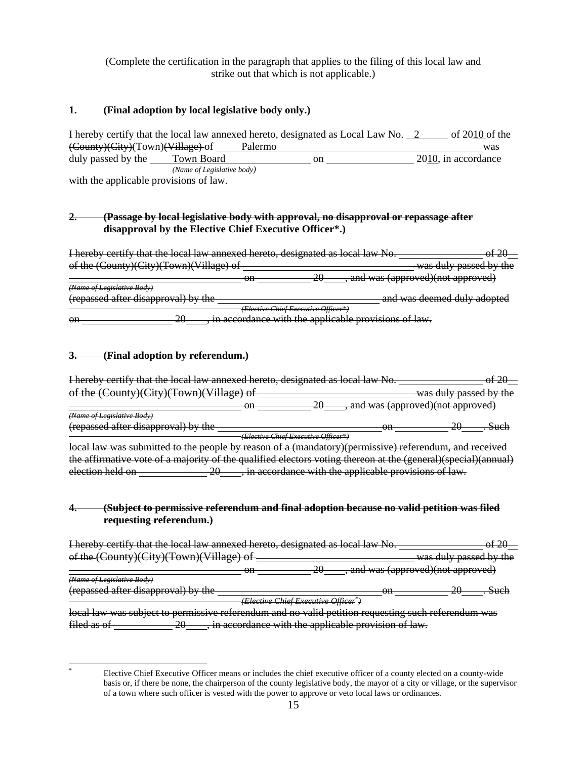(Complete the certification in the paragraph that applies to the filing of this local law and strike out that which is not applicable.)

**1. (Final adoption by local legislative body only.)**

I hereby certify that the local law annexed hereto, designated as Local Law No. 2 of 2010 of the ~~(County)(City)~~(Town)~~(Village)~~ of Palermo was duly passed by the Town Board *(Name of Legislative body)* on \_\_\_\_\_\_\_\_ 2010, in accordance with the applicable provisions of law.

~~**2. (Passage by local legislative body with approval, no disapproval or repassage after disapproval by the Elective Chief Executive Officer\*.)**~~

~~I hereby certify that the local law annexed hereto, designated as local law No. \_\_\_\_\_\_\_\_ of 20\_\_ of the (County)(City)(Town)(Village) of \_\_\_\_\_\_\_\_ was duly passed by the \_\_\_\_\_\_\_\_ *(Name of Legislative Body)* on \_\_\_\_\_\_\_\_ 20\_\_\_\_, and was (approved)(not approved) (repassed after disapproval) by the \_\_\_\_\_\_\_\_ *(Elective Chief Executive Officer\*)* and was deemed duly adopted on \_\_\_\_\_\_\_\_ 20\_\_\_\_, in accordance with the applicable provisions of law.~~

~~**3. (Final adoption by referendum.)**~~

~~I hereby certify that the local law annexed hereto, designated as local law No. \_\_\_\_\_\_\_\_ of 20\_\_ of the (County)(City)(Town)(Village) of \_\_\_\_\_\_\_\_ was duly passed by the \_\_\_\_\_\_\_\_ *(Name of Legislative Body)* on \_\_\_\_\_\_\_\_ 20\_\_\_\_, and was (approved)(not approved) (repassed after disapproval) by the \_\_\_\_\_\_\_\_ *(Elective Chief Executive Officer\*)* on \_\_\_\_\_\_\_\_ 20\_\_\_\_. Such local law was submitted to the people by reason of a (mandatory)(permissive) referendum, and received the affirmative vote of a majority of the qualified electors voting thereon at the (general)(special)(annual) election held on \_\_\_\_\_\_\_\_ 20\_\_\_\_, in accordance with the applicable provisions of law.~~

~~**4. (Subject to permissive referendum and final adoption because no valid petition was filed requesting referendum.)**~~

~~I hereby certify that the local law annexed hereto, designated as local law No. \_\_\_\_\_\_\_\_ of 20\_\_ of the (County)(City)(Town)(Village) of \_\_\_\_\_\_\_\_ was duly passed by the \_\_\_\_\_\_\_\_ *(Name of Legislative Body)* on \_\_\_\_\_\_\_\_ 20\_\_\_\_, and was (approved)(not approved) (repassed after disapproval) by the \_\_\_\_\_\_\_\_ *(Elective Chief Executive Officer\*)* on \_\_\_\_\_\_\_\_ 20\_\_\_\_. Such local law was subject to permissive referendum and no valid petition requesting such referendum was filed as of \_\_\_\_\_\_\_\_ 20\_\_\_\_, in accordance with the applicable provision of law.~~

---

\* Elective Chief Executive Officer means or includes the chief executive officer of a county elected on a county-wide basis or, if there be none, the chairperson of the county legislative body, the mayor of a city or village, or the supervisor of a town where such officer is vested with the power to approve or veto local laws or ordinances.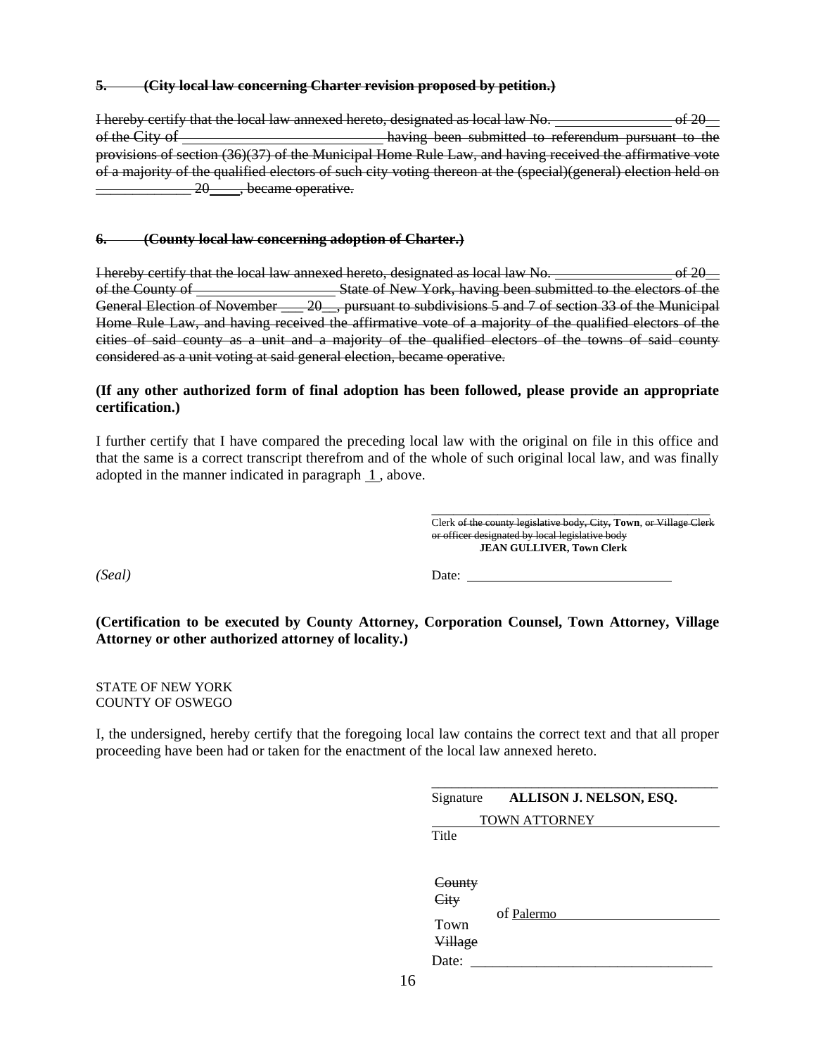**~~5. (City local law concerning Charter revision proposed by petition.)~~**

~~I hereby certify that the local law annexed hereto, designated as local law No. ________________ of 20__ of the City of ____________________________ having been submitted to referendum pursuant to the provisions of section (36)(37) of the Municipal Home Rule Law, and having received the affirmative vote of a majority of the qualified electors of such city voting thereon at the (special)(general) election held on ______________ 20____, became operative.~~

**~~6. (County local law concerning adoption of Charter.)~~**

~~I hereby certify that the local law annexed hereto, designated as local law No. ________________ of 20__ of the County of ____________________ State of New York, having been submitted to the electors of the General Election of November ___ 20__, pursuant to subdivisions 5 and 7 of section 33 of the Municipal Home Rule Law, and having received the affirmative vote of a majority of the qualified electors of the cities of said county as a unit and a majority of the qualified electors of the towns of said county considered as a unit voting at said general election, became operative.~~

**(If any other authorized form of final adoption has been followed, please provide an appropriate certification.)**

I further certify that I have compared the preceding local law with the original on file in this office and that the same is a correct transcript therefrom and of the whole of such original local law, and was finally adopted in the manner indicated in paragraph 1 , above.

_____________________________________________
Clerk ~~of the county legislative body, City,~~ **Town**, ~~or Village Clerk or officer designated by local legislative body~~
**JEAN GULLIVER, Town Clerk**

*(Seal)*

Date: ______________________________

**(Certification to be executed by County Attorney, Corporation Counsel, Town Attorney, Village Attorney or other authorized attorney of locality.)**

STATE OF NEW YORK
COUNTY OF OSWEGO

I, the undersigned, hereby certify that the foregoing local law contains the correct text and that all proper proceeding have been had or taken for the enactment of the local law annexed hereto.

_____________________________________________
Signature **ALLISON J. NELSON, ESQ.**

TOWN ATTORNEY
Title

~~County~~
~~City~~
Town of Palermo
~~Village~~

Date: __________________________________